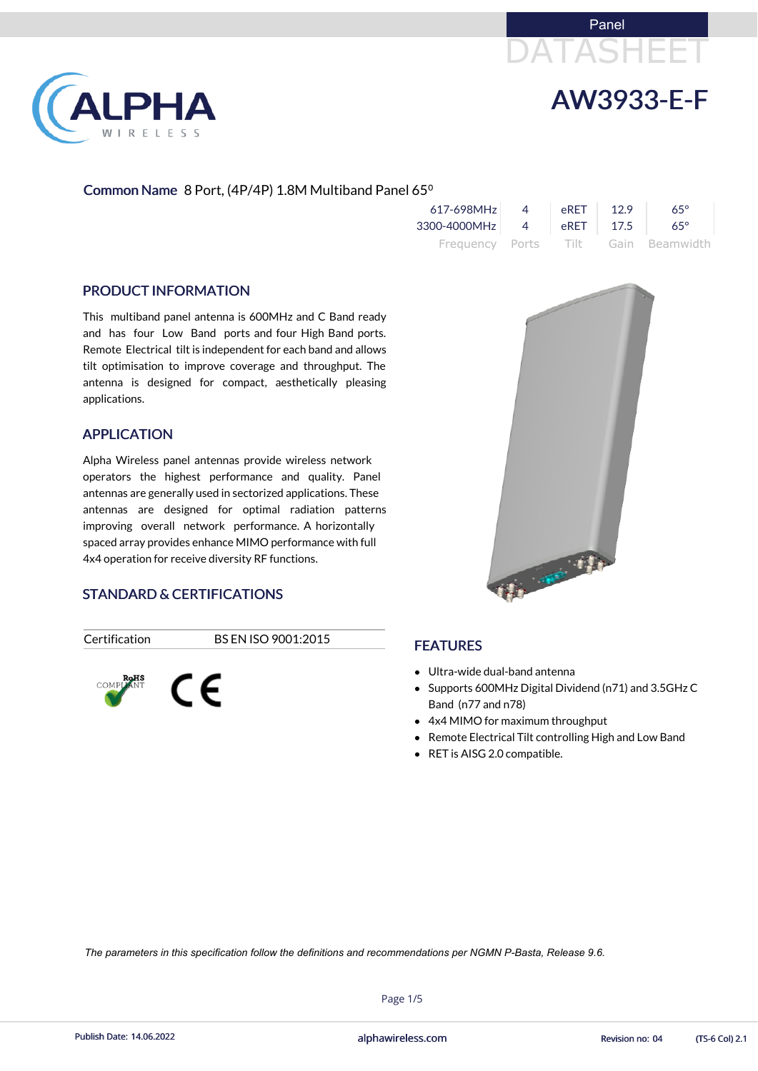Panel

DATASHEET

# AW3933-E-F

**Common Name** 8 Port, (4P/4P) 1.8M Multiband Panel 65⁰

| Frequency | Ports | Tilt | Gain | Beamwidth |
|---|---|---|---|---|
| 617-698MHz | 4 | eRET | 12.9 | 65° |
| 3300-4000MHz | 4 | eRET | 17.5 | 65° |

## PRODUCT INFORMATION

This multiband panel antenna is 600MHz and C Band ready and has four Low Band ports and four High Band ports. Remote Electrical tilt is independent for each band and allows tilt optimisation to improve coverage and throughput. The antenna is designed for compact, aesthetically pleasing applications.

## APPLICATION

Alpha Wireless panel antennas provide wireless network operators the highest performance and quality. Panel antennas are generally used in sectorized applications. These antennas are designed for optimal radiation patterns improving overall network performance. A horizontally spaced array provides enhance MIMO performance with full 4x4 operation for receive diversity RF functions.

## STANDARD & CERTIFICATIONS

| Certification | BS EN ISO 9001:2015 |
|---|---|

RoHS COMPLIANT CE

## FEATURES

- Ultra-wide dual-band antenna
- Supports 600MHz Digital Dividend (n71) and 3.5GHz C Band (n77 and n78)
- 4x4 MIMO for maximum throughput
- Remote Electrical Tilt controlling High and Low Band
- RET is AISG 2.0 compatible.

*The parameters in this specification follow the definitions and recommendations per NGMN P-Basta, Release 9.6.*

Publish Date: 14.06.2022 alphawireless.com Revision no: 04 (TS-6 Col) 2.1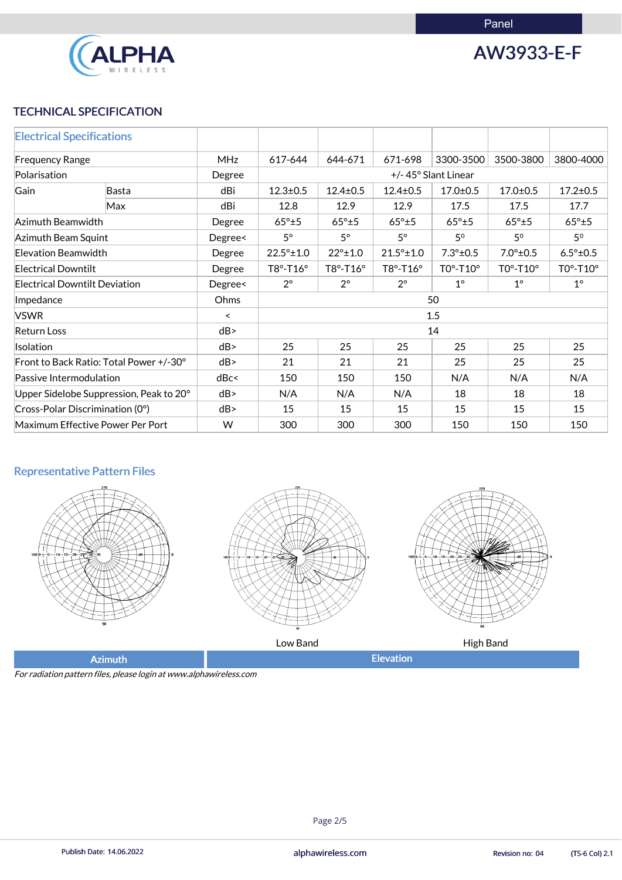Panel

# AW3933-E-F

## TECHNICAL SPECIFICATION

| Electrical Specifications | | | | | | | | |
|---|---|---|---|---|---|---|---|---|
| Frequency Range | | MHz | 617-644 | 644-671 | 671-698 | 3300-3500 | 3500-3800 | 3800-4000 |
| Polarisation | | Degree | +/- 45° Slant Linear | | | | | |
| Gain | Basta | dBi | 12.3±0.5 | 12.4±0.5 | 12.4±0.5 | 17.0±0.5 | 17.0±0.5 | 17.2±0.5 |
| | Max | dBi | 12.8 | 12.9 | 12.9 | 17.5 | 17.5 | 17.7 |
| Azimuth Beamwidth | | Degree | 65°±5 | 65°±5 | 65°±5 | 65°±5 | 65°±5 | 65°±5 |
| Azimuth Beam Squint | | Degree< | 5° | 5° | 5° | 5⁰ | 5⁰ | 5⁰ |
| Elevation Beamwidth | | Degree | 22.5°±1.0 | 22°±1.0 | 21.5°±1.0 | 7.3°±0.5 | 7.0°±0.5 | 6.5°±0.5 |
| Electrical Downtilt | | Degree | T8°-T16° | T8°-T16° | T8°-T16° | T0°-T10° | T0°-T10° | T0°-T10° |
| Electrical Downtilt Deviation | | Degree< | 2° | 2° | 2° | 1° | 1° | 1° |
| Impedance | | Ohms | 50 | | | | | |
| VSWR | | < | 1.5 | | | | | |
| Return Loss | | dB> | 14 | | | | | |
| Isolation | | dB> | 25 | 25 | 25 | 25 | 25 | 25 |
| Front to Back Ratio: Total Power +/-30° | | dB> | 21 | 21 | 21 | 25 | 25 | 25 |
| Passive Intermodulation | | dBc< | 150 | 150 | 150 | N/A | N/A | N/A |
| Upper Sidelobe Suppression, Peak to 20° | | dB> | N/A | N/A | N/A | 18 | 18 | 18 |
| Cross-Polar Discrimination (0°) | | dB> | 15 | 15 | 15 | 15 | 15 | 15 |
| Maximum Effective Power Per Port | | W | 300 | 300 | 300 | 150 | 150 | 150 |

## Representative Pattern Files

Low Band | High Band

Azimuth | Elevation

*For radiation pattern files, please login at www.alphawireless.com*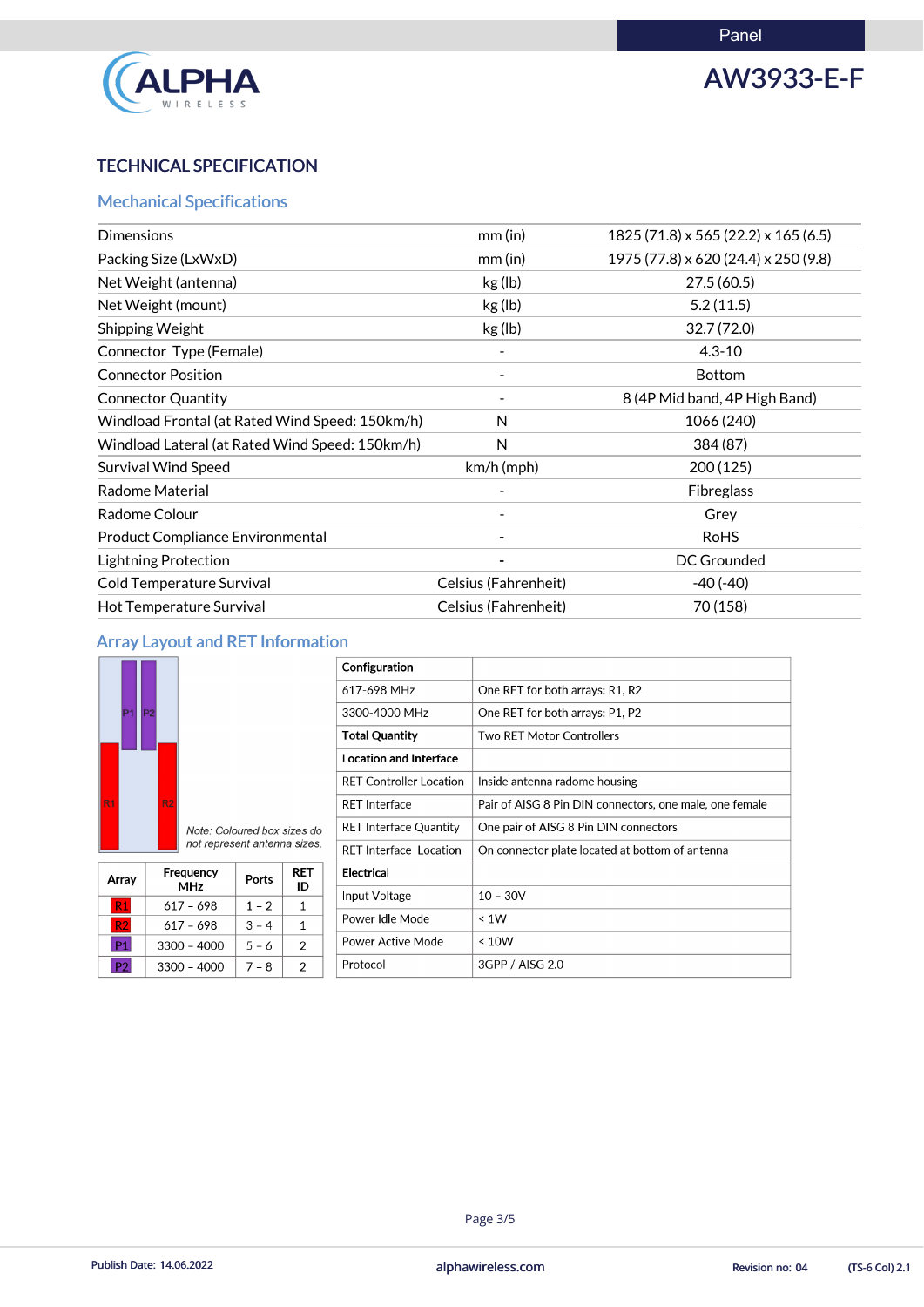Panel

# AW3933-E-F

## TECHNICAL SPECIFICATION

### Mechanical Specifications

| | | |
|---|---|---|
| Dimensions | mm (in) | 1825 (71.8) x 565 (22.2) x 165 (6.5) |
| Packing Size (LxWxD) | mm (in) | 1975 (77.8) x 620 (24.4) x 250 (9.8) |
| Net Weight (antenna) | kg (lb) | 27.5 (60.5) |
| Net Weight (mount) | kg (lb) | 5.2 (11.5) |
| Shipping Weight | kg (lb) | 32.7 (72.0) |
| Connector Type (Female) | - | 4.3-10 |
| Connector Position | - | Bottom |
| Connector Quantity | - | 8 (4P Mid band, 4P High Band) |
| Windload Frontal (at Rated Wind Speed: 150km/h) | N | 1066 (240) |
| Windload Lateral (at Rated Wind Speed: 150km/h) | N | 384 (87) |
| Survival Wind Speed | km/h (mph) | 200 (125) |
| Radome Material | - | Fibreglass |
| Radome Colour | - | Grey |
| Product Compliance Environmental | - | RoHS |
| Lightning Protection | - | DC Grounded |
| Cold Temperature Survival | Celsius (Fahrenheit) | -40 (-40) |
| Hot Temperature Survival | Celsius (Fahrenheit) | 70 (158) |

### Array Layout and RET Information

P1 P2 R1 R2

*Note: Coloured box sizes do not represent antenna sizes.*

| Array | Frequency MHz | Ports | RET ID |
|---|---|---|---|
| R1 | 617 – 698 | 1 – 2 | 1 |
| R2 | 617 – 698 | 3 – 4 | 1 |
| P1 | 3300 – 4000 | 5 – 6 | 2 |
| P2 | 3300 – 4000 | 7 – 8 | 2 |

| **Configuration** | |
|---|---|
| 617-698 MHz | One RET for both arrays: R1, R2 |
| 3300-4000 MHz | One RET for both arrays: P1, P2 |
| **Total Quantity** | Two RET Motor Controllers |
| **Location and Interface** | |
| RET Controller Location | Inside antenna radome housing |
| RET Interface | Pair of AISG 8 Pin DIN connectors, one male, one female |
| RET Interface Quantity | One pair of AISG 8 Pin DIN connectors |
| RET Interface Location | On connector plate located at bottom of antenna |
| **Electrical** | |
| Input Voltage | 10 – 30V |
| Power Idle Mode | < 1W |
| Power Active Mode | < 10W |
| Protocol | 3GPP / AISG 2.0 |

Publish Date: 14.06.2022 | alphawireless.com | Revision no: 04 | (TS-6 Col) 2.1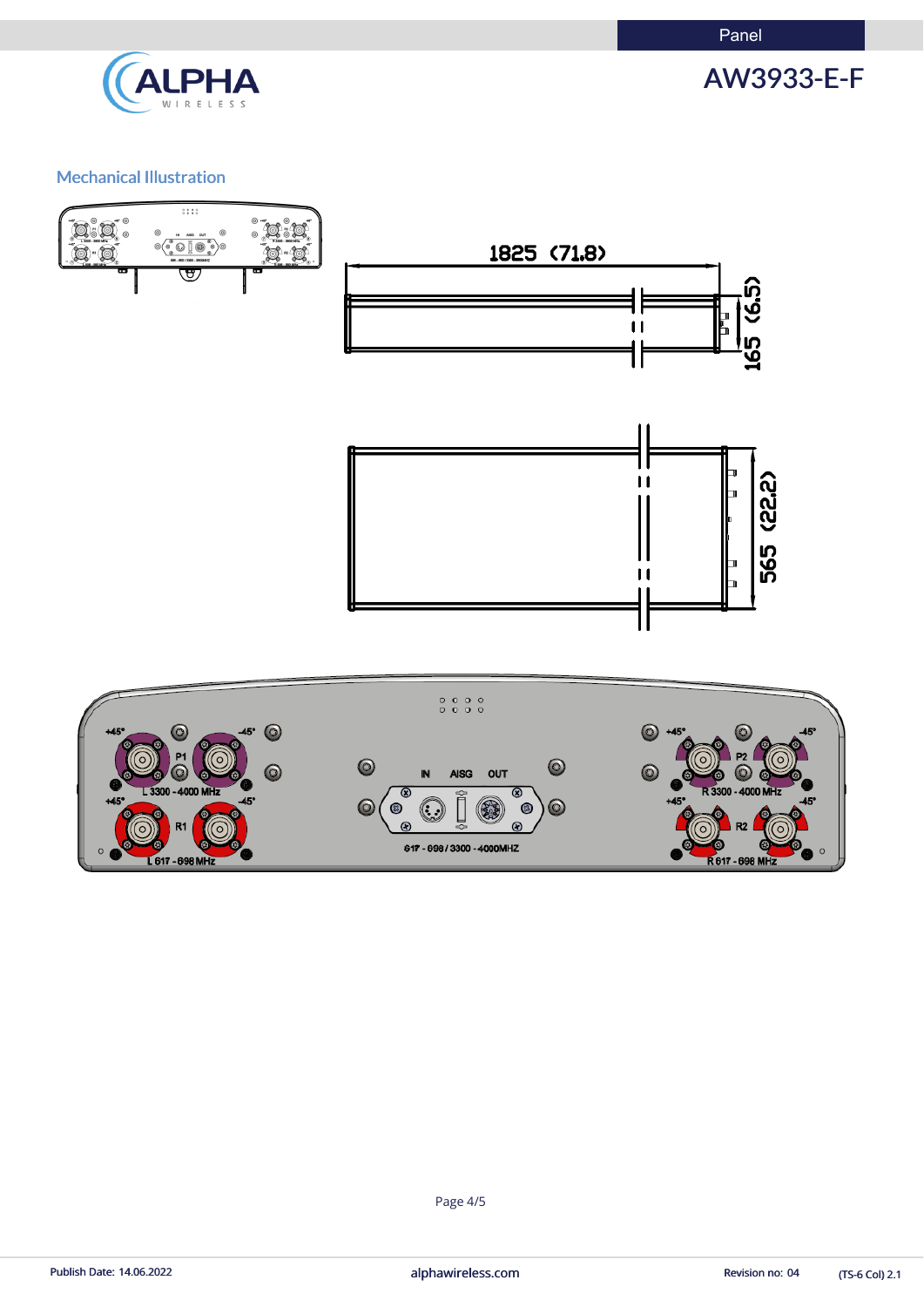## Mechanical Illustration

1825 (71.8)

165 (6.5)

565 (22.2)

+45° -45° P1 L 3300 - 4000 MHz +45° -45° R1 L 617 - 698 MHz

IN AISG OUT

617 - 698 / 3300 - 4000MHZ

+45° -45° P2 R 3300 - 4000 MHz +45° -45° R2 R 617 - 698 MHz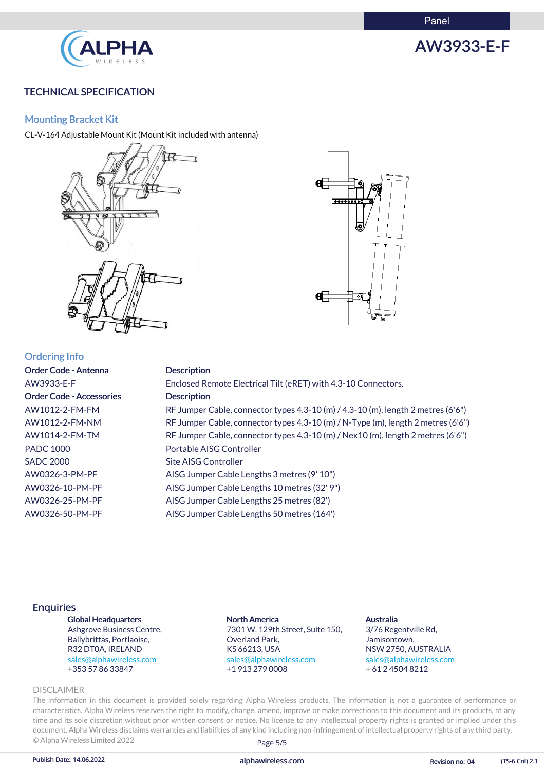# AW3933-E-F

## TECHNICAL SPECIFICATION

### Mounting Bracket Kit

CL-V-164 Adjustable Mount Kit (Mount Kit included with antenna)

### Ordering Info

| Order Code - Antenna | Description |
|---|---|
| AW3933-E-F | Enclosed Remote Electrical Tilt (eRET) with 4.3-10 Connectors. |
| **Order Code - Accessories** | **Description** |
| AW1012-2-FM-FM | RF Jumper Cable, connector types 4.3-10 (m) / 4.3-10 (m), length 2 metres (6'6") |
| AW1012-2-FM-NM | RF Jumper Cable, connector types 4.3-10 (m) / N-Type (m), length 2 metres (6'6") |
| AW1014-2-FM-TM | RF Jumper Cable, connector types 4.3-10 (m) / Nex10 (m), length 2 metres (6'6") |
| PADC 1000 | Portable AISG Controller |
| SADC 2000 | Site AISG Controller |
| AW0326-3-PM-PF | AISG Jumper Cable Lengths 3 metres (9' 10") |
| AW0326-10-PM-PF | AISG Jumper Cable Lengths 10 metres (32' 9") |
| AW0326-25-PM-PF | AISG Jumper Cable Lengths 25 metres (82') |
| AW0326-50-PM-PF | AISG Jumper Cable Lengths 50 metres (164') |

## Enquiries

**Global Headquarters**
Ashgrove Business Centre,
Ballybrittas, Portlaoise,
R32 DT0A, IRELAND
sales@alphawireless.com
+353 57 86 33847

**North America**
7301 W. 129th Street, Suite 150,
Overland Park,
KS 66213, USA
sales@alphawireless.com
+1 913 279 0008

**Australia**
3/76 Regentville Rd,
Jamisontown,
NSW 2750, AUSTRALIA
sales@alphawireless.com
+ 61 2 4504 8212

DISCLAIMER

The information in this document is provided solely regarding Alpha Wireless products. The information is not a guarantee of performance or characteristics. Alpha Wireless reserves the right to modify, change, amend, improve or make corrections to this document and its products, at any time and its sole discretion without prior written consent or notice. No license to any intellectual property rights is granted or implied under this document. Alpha Wireless disclaims warranties and liabilities of any kind including non-infringement of intellectual property rights of any third party.

© Alpha Wireless Limited 2022

Publish Date: 14.06.2022 | alphawireless.com | Revision no: 04 | (TS-6 Col) 2.1